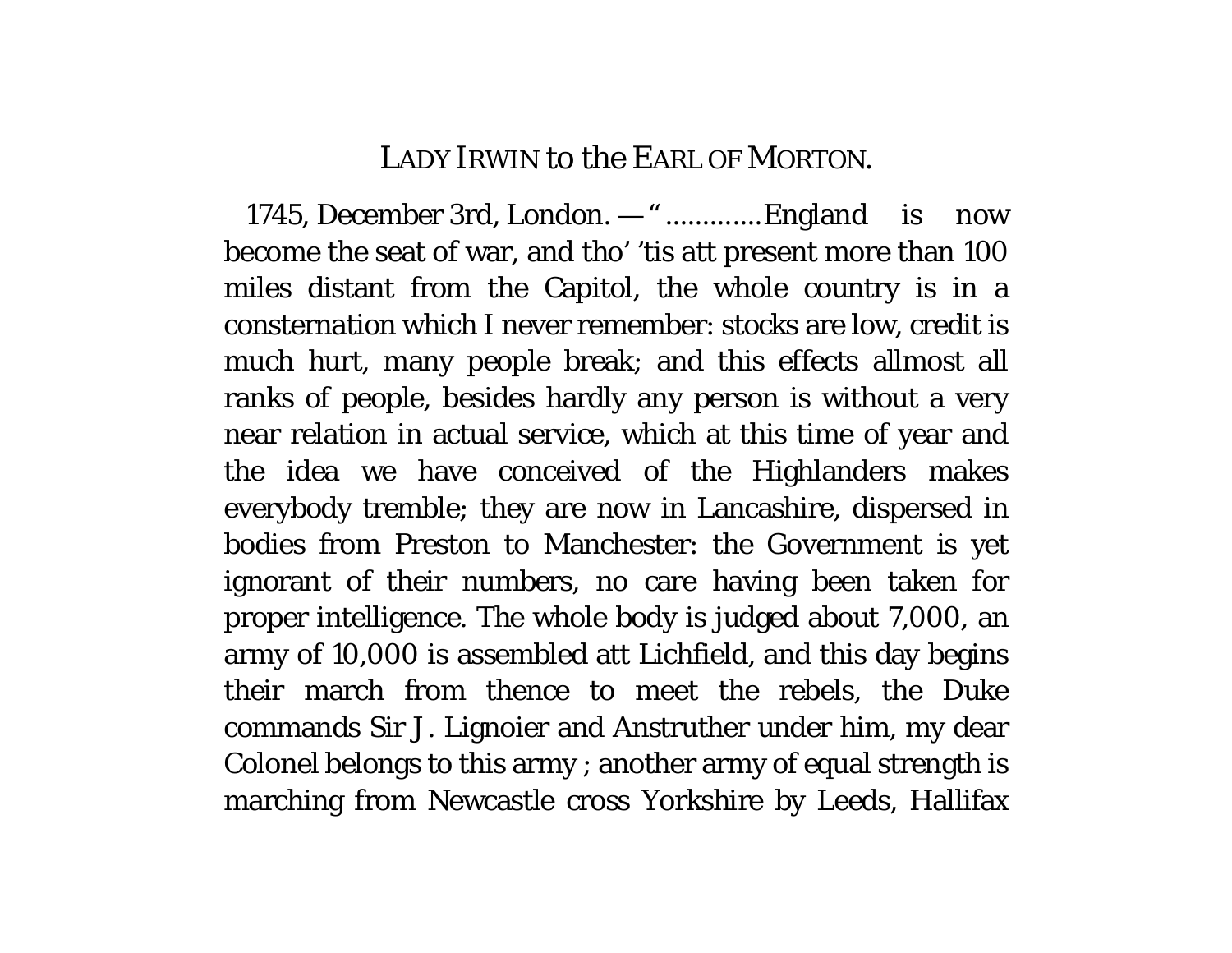## LADY IRWIN to the EARL OF MORTON.

1745, December 3rd, London. — " .............England is now become the seat of war, and tho' 'tis att present more than 100 miles distant from the Capitol, the whole country is in a consternation which I never remember: stocks are low, credit is much hurt, many people break; and this effects allmost all ranks of people, besides hardly any person is without a very near relation in actual service, which at this time of year and the idea we have conceived of the Highlanders makes everybody tremble; they are now in Lancashire, dispersed in bodies from Preston to Manchester: the Government is yet ignorant of their numbers, no care having been taken for proper intelligence. The whole body is judged about 7,000, an army of 10,000 is assembled att Lichfield, and this day begins their march from thence to meet the rebels, the Duke commands Sir J. Lignoier and Anstruther under him, my dear Colonel belongs to this army ; another army of equal strength is marching from Newcastle cross Yorkshire by Leeds, Hallifax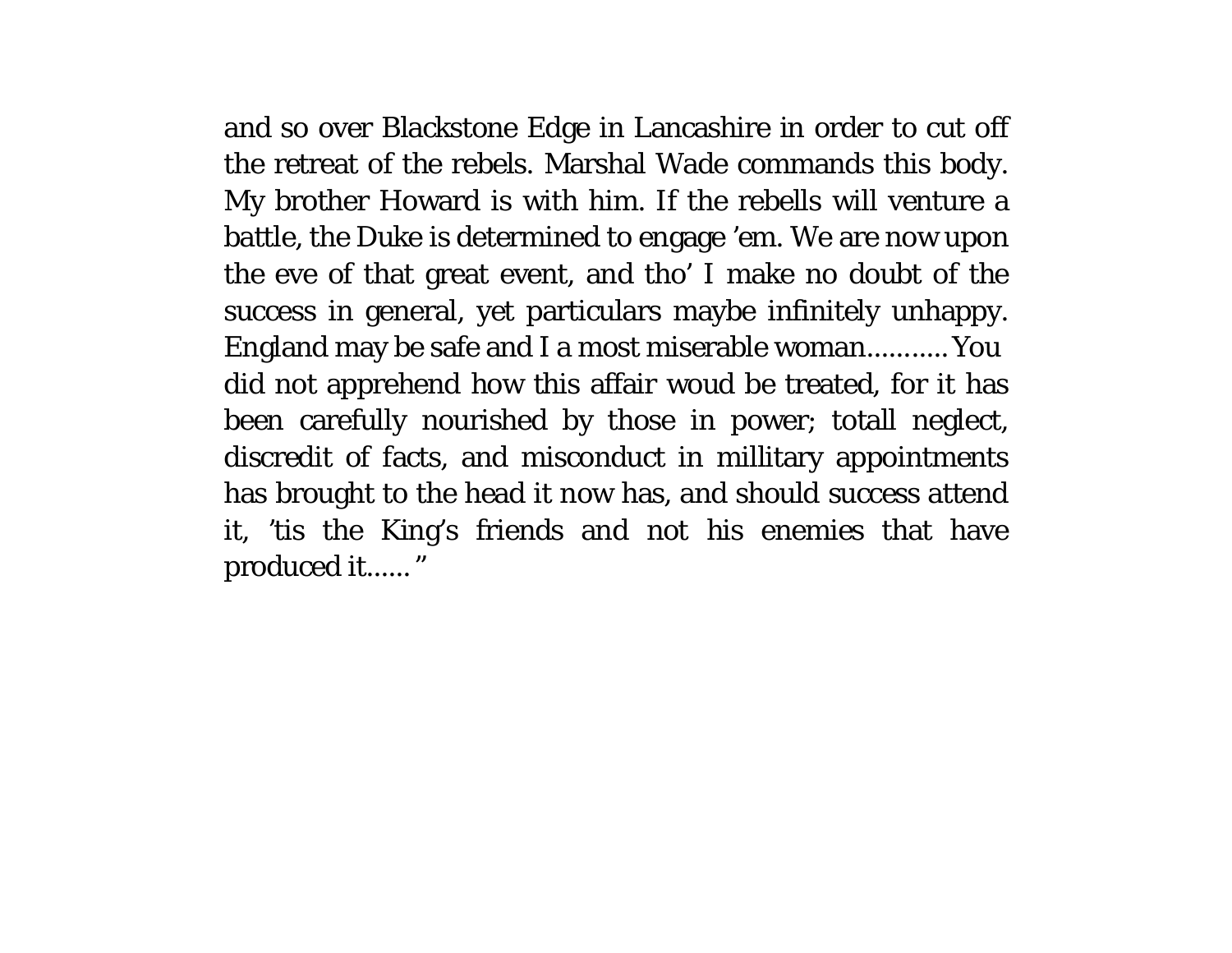and so over Blackstone Edge in Lancashire in order to cut off the retreat of the rebels. Marshal Wade commands this body. My brother Howard is with him. If the rebells will venture a battle, the Duke is determined to engage 'em. We are now upon the eve of that great event, and tho' I make no doubt of the success in general, yet particulars maybe infinitely unhappy. England may be safe and I a most miserable woman........... You did not apprehend how this affair woud be treated, for it has been carefully nourished by those in power; totall neglect, discredit of facts, and misconduct in millitary appointments has brought to the head it now has, and should success attend it, 'tis the King's friends and not his enemies that have produced it......"